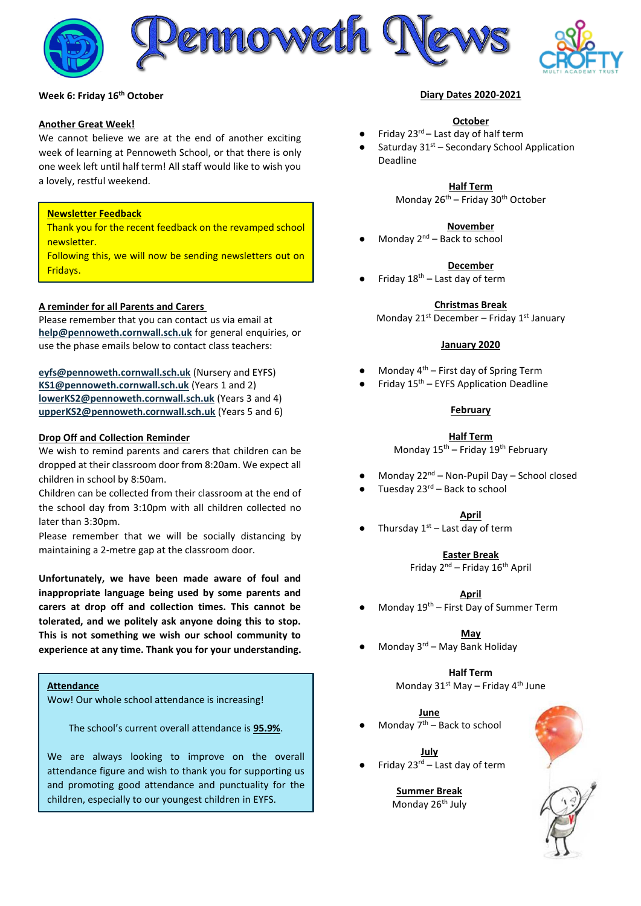# Pennoweth News

**Week 6: Friday 16th October**

**Another Great Week!**

We cannot believe we are at the end of another exciting week of learning at Pennoweth School, or that there is only one week left until half term! All staff would like to wish you a lovely, restful weekend.

**Newsletter Feedback**

Thank you for the recent feedback on the revamped school newsletter.

Following this, we will now be sending newsletters out on Fridays.

**A reminder for all Parents and Carers**

Please remember that you can contact us via email at **help@pennoweth.cornwall.sch.uk** for general enquiries, or use the phase emails below to contact class teachers:

**eyfs@pennoweth.cornwall.sch.uk** (Nursery and EYFS)
**KS1@pennoweth.cornwall.sch.uk** (Years 1 and 2)
**lowerKS2@pennoweth.cornwall.sch.uk** (Years 3 and 4)
**upperKS2@pennoweth.cornwall.sch.uk** (Years 5 and 6)

**Drop Off and Collection Reminder**

We wish to remind parents and carers that children can be dropped at their classroom door from 8:20am. We expect all children in school by 8:50am.

Children can be collected from their classroom at the end of the school day from 3:10pm with all children collected no later than 3:30pm.

Please remember that we will be socially distancing by maintaining a 2-metre gap at the classroom door.

**Unfortunately, we have been made aware of foul and inappropriate language being used by some parents and carers at drop off and collection times. This cannot be tolerated, and we politely ask anyone doing this to stop. This is not something we wish our school community to experience at any time. Thank you for your understanding.**

**Attendance**

Wow! Our whole school attendance is increasing!

The school's current overall attendance is **95.9%**.

We are always looking to improve on the overall attendance figure and wish to thank you for supporting us and promoting good attendance and punctuality for the children, especially to our youngest children in EYFS.

## Diary Dates 2020-2021

**October**

- Friday 23rd – Last day of half term
- Saturday 31st – Secondary School Application Deadline

**Half Term**
Monday 26th – Friday 30th October

**November**

- Monday 2nd – Back to school

**December**

- Friday 18th – Last day of term

**Christmas Break**
Monday 21st December – Friday 1st January

**January 2020**

- Monday 4th – First day of Spring Term
- Friday 15th – EYFS Application Deadline

**February**

**Half Term**
Monday 15th – Friday 19th February

- Monday 22nd – Non-Pupil Day – School closed
- Tuesday 23rd – Back to school

**April**

- Thursday 1st – Last day of term

**Easter Break**
Friday 2nd – Friday 16th April

**April**

- Monday 19th – First Day of Summer Term

**May**

- Monday 3rd – May Bank Holiday

**Half Term**
Monday 31st May – Friday 4th June

**June**

- Monday 7th – Back to school

**July**

- Friday 23rd – Last day of term

**Summer Break**
Monday 26th July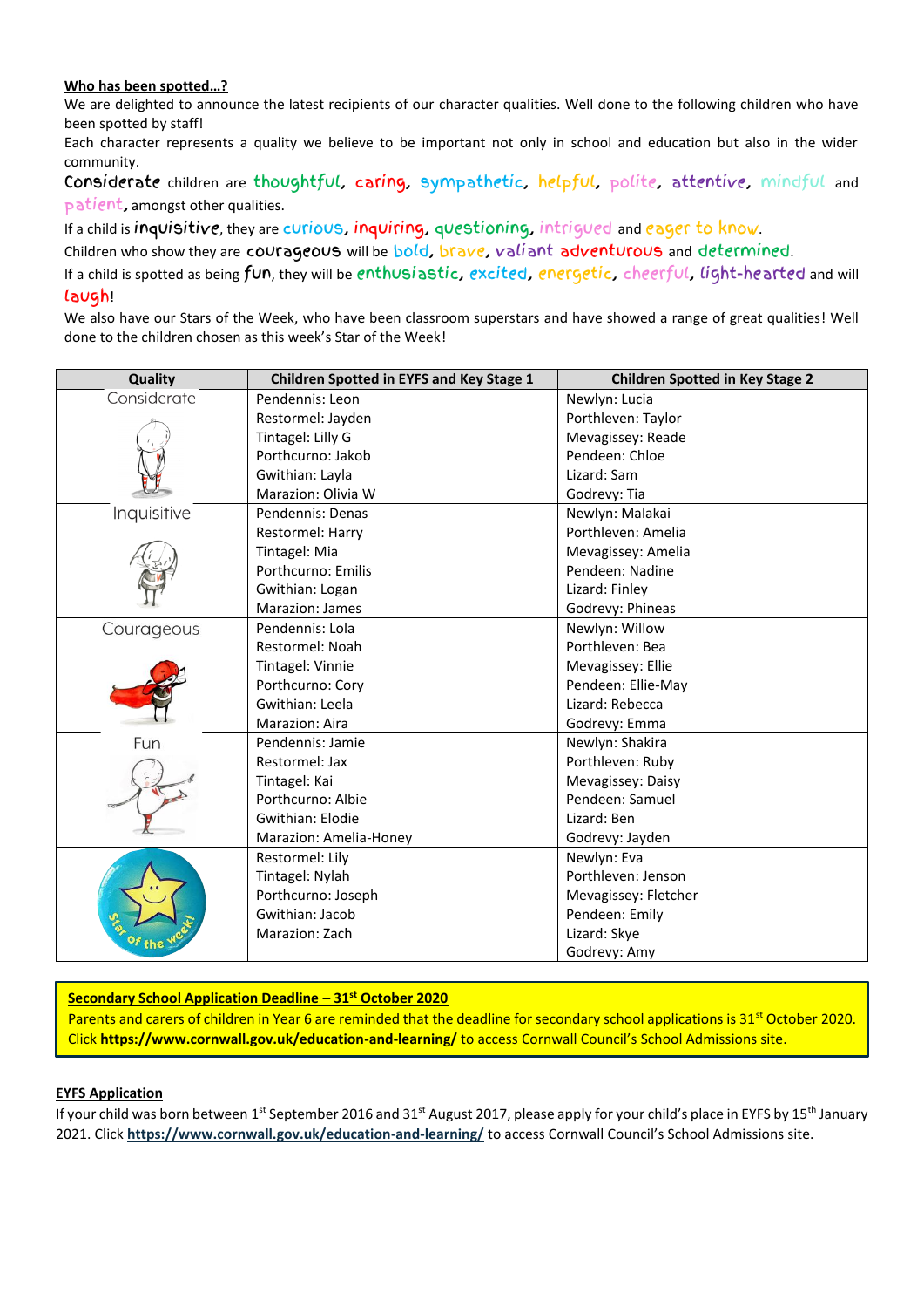**Who has been spotted…?**

We are delighted to announce the latest recipients of our character qualities. Well done to the following children who have been spotted by staff!

Each character represents a quality we believe to be important not only in school and education but also in the wider community.

Considerate children are thoughtful, caring, sympathetic, helpful, polite, attentive, mindful and patient, amongst other qualities.

If a child is inquisitive, they are curious, inquiring, questioning, intrigued and eager to know.

Children who show they are courageous will be bold, brave, valiant adventurous and determined.

If a child is spotted as being fun, they will be enthusiastic, excited, energetic, cheerful, light-hearted and will laugh!

We also have our Stars of the Week, who have been classroom superstars and have showed a range of great qualities! Well done to the children chosen as this week's Star of the Week!

| Quality | Children Spotted in EYFS and Key Stage 1 | Children Spotted in Key Stage 2 |
|---|---|---|
| Considerate | Pendennis: Leon<br>Restormel: Jayden<br>Tintagel: Lilly G<br>Porthcurno: Jakob<br>Gwithian: Layla<br>Marazion: Olivia W | Newlyn: Lucia<br>Porthleven: Taylor<br>Mevagissey: Reade<br>Pendeen: Chloe<br>Lizard: Sam<br>Godrevy: Tia |
| Inquisitive | Pendennis: Denas<br>Restormel: Harry<br>Tintagel: Mia<br>Porthcurno: Emilis<br>Gwithian: Logan<br>Marazion: James | Newlyn: Malakai<br>Porthleven: Amelia<br>Mevagissey: Amelia<br>Pendeen: Nadine<br>Lizard: Finley<br>Godrevy: Phineas |
| Courageous | Pendennis: Lola<br>Restormel: Noah<br>Tintagel: Vinnie<br>Porthcurno: Cory<br>Gwithian: Leela<br>Marazion: Aira | Newlyn: Willow<br>Porthleven: Bea<br>Mevagissey: Ellie<br>Pendeen: Ellie-May<br>Lizard: Rebecca<br>Godrevy: Emma |
| Fun | Pendennis: Jamie<br>Restormel: Jax<br>Tintagel: Kai<br>Porthcurno: Albie<br>Gwithian: Elodie<br>Marazion: Amelia-Honey | Newlyn: Shakira<br>Porthleven: Ruby<br>Mevagissey: Daisy<br>Pendeen: Samuel<br>Lizard: Ben<br>Godrevy: Jayden |
| Star of the week! | Restormel: Lily<br>Tintagel: Nylah<br>Porthcurno: Joseph<br>Gwithian: Jacob<br>Marazion: Zach | Newlyn: Eva<br>Porthleven: Jenson<br>Mevagissey: Fletcher<br>Pendeen: Emily<br>Lizard: Skye<br>Godrevy: Amy |

**Secondary School Application Deadline – 31st October 2020**

Parents and carers of children in Year 6 are reminded that the deadline for secondary school applications is 31st October 2020. Click **https://www.cornwall.gov.uk/education-and-learning/** to access Cornwall Council's School Admissions site.

**EYFS Application**

If your child was born between 1st September 2016 and 31st August 2017, please apply for your child's place in EYFS by 15th January 2021. Click **https://www.cornwall.gov.uk/education-and-learning/** to access Cornwall Council's School Admissions site.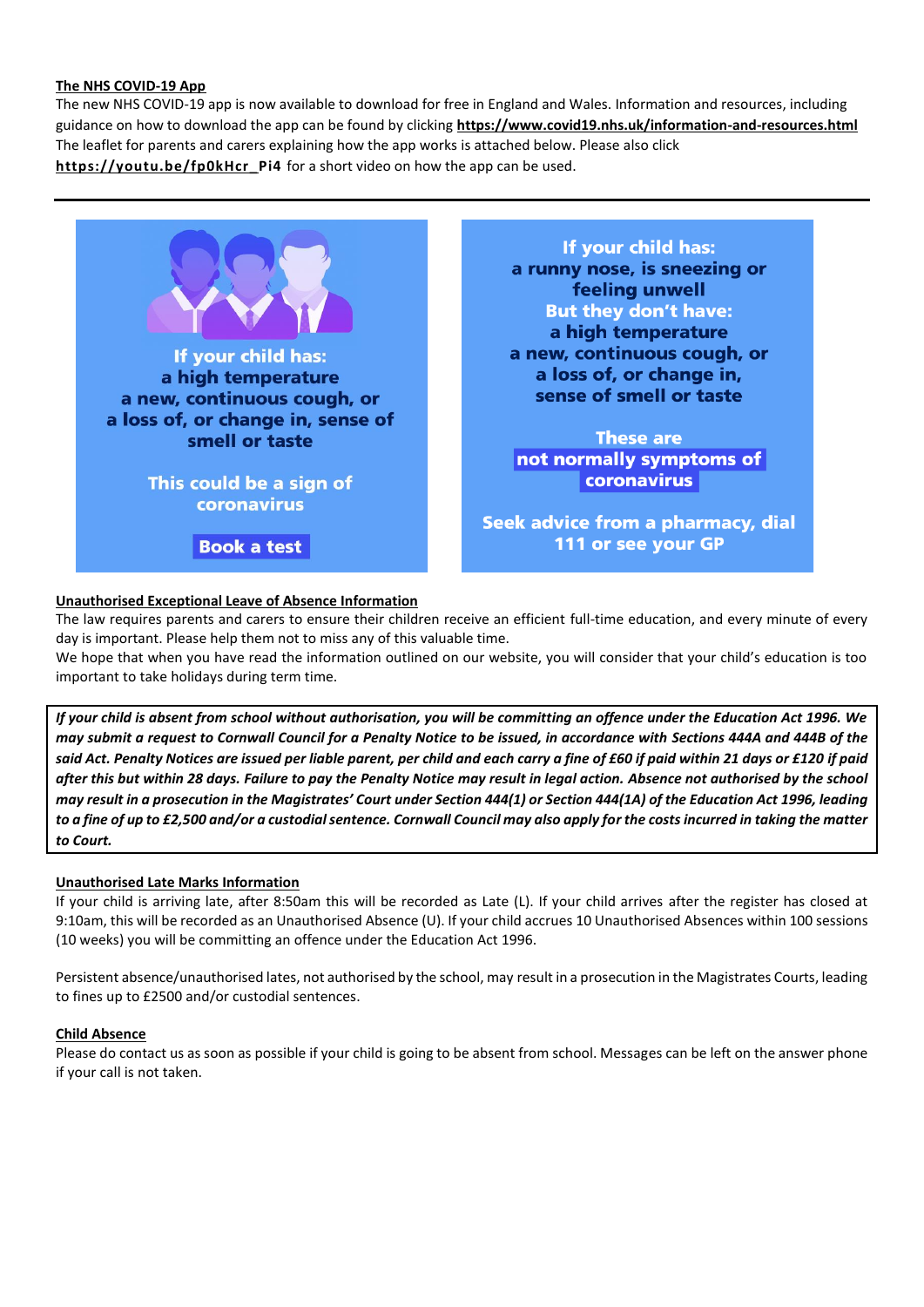**The NHS COVID-19 App**

The new NHS COVID-19 app is now available to download for free in England and Wales. Information and resources, including guidance on how to download the app can be found by clicking **https://www.covid19.nhs.uk/information-and-resources.html**
The leaflet for parents and carers explaining how the app works is attached below. Please also click **https://youtu.be/fp0kHcr_Pi4** for a short video on how the app can be used.

---

**If your child has:**
**a high temperature**
**a new, continuous cough, or**
**a loss of, or change in, sense of smell or taste**

**This could be a sign of coronavirus**

**Book a test**

**If your child has:**
**a runny nose, is sneezing or feeling unwell**
**But they don't have:**
**a high temperature**
**a new, continuous cough, or**
**a loss of, or change in, sense of smell or taste**

**These are not normally symptoms of coronavirus**

**Seek advice from a pharmacy, dial 111 or see your GP**

**Unauthorised Exceptional Leave of Absence Information**

The law requires parents and carers to ensure their children receive an efficient full-time education, and every minute of every day is important. Please help them not to miss any of this valuable time.
We hope that when you have read the information outlined on our website, you will consider that your child's education is too important to take holidays during term time.

***If your child is absent from school without authorisation, you will be committing an offence under the Education Act 1996. We may submit a request to Cornwall Council for a Penalty Notice to be issued, in accordance with Sections 444A and 444B of the said Act. Penalty Notices are issued per liable parent, per child and each carry a fine of £60 if paid within 21 days or £120 if paid after this but within 28 days. Failure to pay the Penalty Notice may result in legal action. Absence not authorised by the school may result in a prosecution in the Magistrates' Court under Section 444(1) or Section 444(1A) of the Education Act 1996, leading to a fine of up to £2,500 and/or a custodial sentence. Cornwall Council may also apply for the costs incurred in taking the matter to Court.***

**Unauthorised Late Marks Information**

If your child is arriving late, after 8:50am this will be recorded as Late (L). If your child arrives after the register has closed at 9:10am, this will be recorded as an Unauthorised Absence (U). If your child accrues 10 Unauthorised Absences within 100 sessions (10 weeks) you will be committing an offence under the Education Act 1996.

Persistent absence/unauthorised lates, not authorised by the school, may result in a prosecution in the Magistrates Courts, leading to fines up to £2500 and/or custodial sentences.

**Child Absence**

Please do contact us as soon as possible if your child is going to be absent from school. Messages can be left on the answer phone if your call is not taken.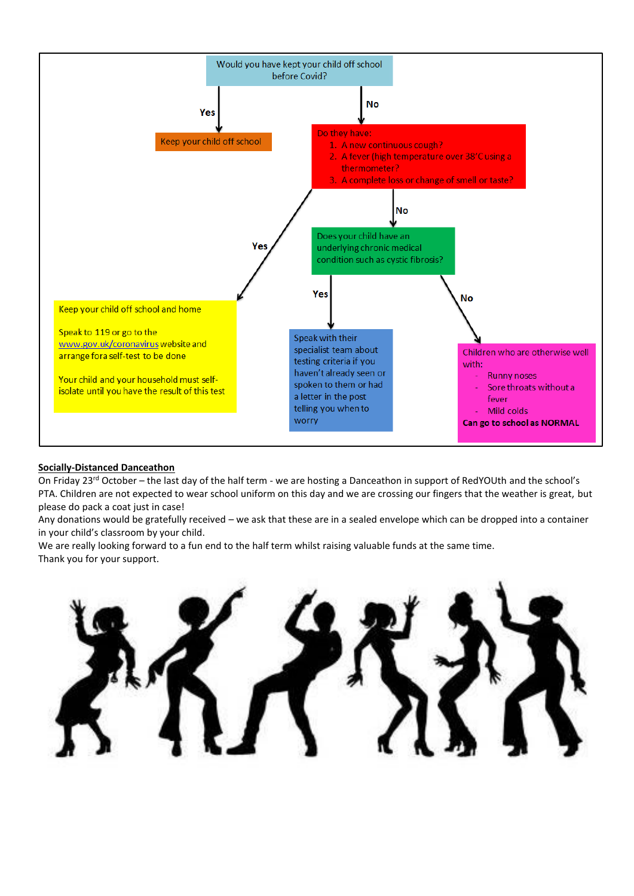Would you have kept your child off school before Covid?

Yes

Keep your child off school

No

Do they have:

1. A new continuous cough?
2. A fever (high temperature over 38'C using a thermometer?
3. A complete loss or change of smell or taste?

Yes

Keep your child off school and home

Speak to 119 or go to the www.gov.uk/coronavirus website and arrange for a self-test to be done

Your child and your household must self-isolate until you have the result of this test

No

Does your child have an underlying chronic medical condition such as cystic fibrosis?

Yes

Speak with their specialist team about testing criteria if you haven't already seen or spoken to them or had a letter in the post telling you when to worry

No

Children who are otherwise well with:

- Runny noses
- Sore throats without a fever
- Mild colds

**Can go to school as NORMAL**

**Socially-Distanced Danceathon**

On Friday 23rd October – the last day of the half term - we are hosting a Danceathon in support of RedYOUth and the school's PTA. Children are not expected to wear school uniform on this day and we are crossing our fingers that the weather is great, but please do pack a coat just in case!

Any donations would be gratefully received – we ask that these are in a sealed envelope which can be dropped into a container in your child's classroom by your child.

We are really looking forward to a fun end to the half term whilst raising valuable funds at the same time.

Thank you for your support.